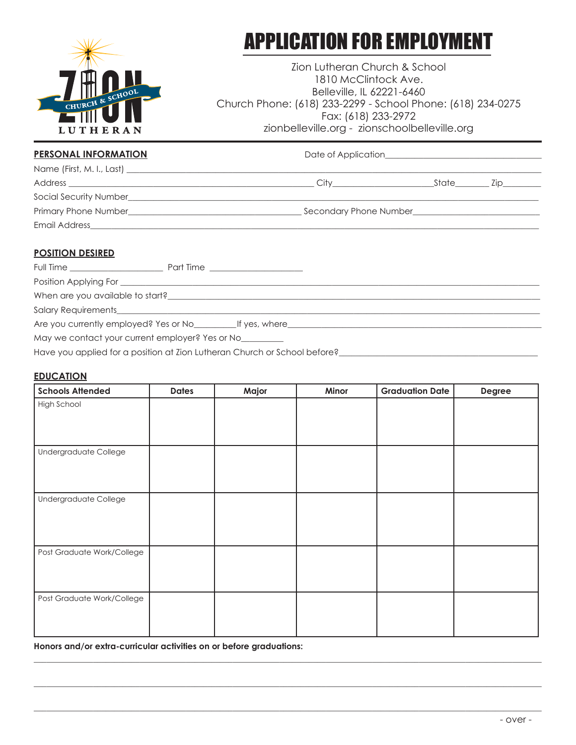# APPLICATION FOR EMPLOYMENT

Zion Lutheran Church & School
1810 McClintock Ave.
Belleville, IL 62221-6460
Church Phone: (618) 233-2299 - School Phone: (618) 234-0275
Fax: (618) 233-2972
zionbelleville.org - zionschoolbelleville.org

## PERSONAL INFORMATION

Date of Application\_\_\_\_\_\_\_\_\_\_\_\_\_\_\_\_\_\_\_\_\_\_\_\_\_\_\_\_\_\_\_\_\_\_

Name (First, M. I., Last) \_\_\_\_\_\_\_\_\_\_\_\_\_\_\_\_\_\_\_\_\_\_\_\_\_\_\_\_\_\_\_\_\_\_\_\_\_\_\_\_\_\_\_\_\_\_\_\_\_\_\_\_\_\_\_\_\_\_

Address \_\_\_\_\_\_\_\_\_\_\_\_\_\_\_\_\_\_\_\_\_\_\_\_\_\_\_\_\_\_\_\_\_\_\_\_\_\_\_\_ City\_\_\_\_\_\_\_\_\_\_\_\_\_\_\_\_\_\_\_\_State\_\_\_\_\_\_\_ Zip\_\_\_\_\_\_\_\_

Social Security Number\_\_\_\_\_\_\_\_\_\_\_\_\_\_\_\_\_\_\_\_\_\_\_\_\_\_\_\_\_\_\_\_\_\_\_\_\_\_\_\_\_\_\_\_\_\_\_\_\_\_\_\_\_\_\_\_\_\_\_\_\_\_

Primary Phone Number\_\_\_\_\_\_\_\_\_\_\_\_\_\_\_\_\_\_\_\_\_\_\_\_\_\_\_\_\_\_\_\_ Secondary Phone Number\_\_\_\_\_\_\_\_\_\_\_\_\_\_\_\_\_\_\_\_\_\_\_\_\_\_

Email Address\_\_\_\_\_\_\_\_\_\_\_\_\_\_\_\_\_\_\_\_\_\_\_\_\_\_\_\_\_\_\_\_\_\_\_\_\_\_\_\_\_\_\_\_\_\_\_\_\_\_\_\_\_\_\_\_\_\_\_\_\_\_\_\_\_\_\_\_\_\_\_\_

## POSITION DESIRED

Full Time \_\_\_\_\_\_\_\_\_\_\_\_\_\_\_\_\_\_\_\_ Part Time \_\_\_\_\_\_\_\_\_\_\_\_\_\_\_\_\_\_\_\_

Position Applying For \_\_\_\_\_\_\_\_\_\_\_\_\_\_\_\_\_\_\_\_\_\_\_\_\_\_\_\_\_\_\_\_\_\_\_\_\_\_\_\_\_\_\_\_\_\_\_\_\_\_\_\_\_\_\_\_\_\_\_\_\_\_\_\_\_\_

When are you available to start?\_\_\_\_\_\_\_\_\_\_\_\_\_\_\_\_\_\_\_\_\_\_\_\_\_\_\_\_\_\_\_\_\_\_\_\_\_\_\_\_\_\_\_\_\_\_\_\_\_\_\_\_\_\_\_\_\_\_

Salary Requirements\_\_\_\_\_\_\_\_\_\_\_\_\_\_\_\_\_\_\_\_\_\_\_\_\_\_\_\_\_\_\_\_\_\_\_\_\_\_\_\_\_\_\_\_\_\_\_\_\_\_\_\_\_\_\_\_\_\_\_\_\_\_\_\_\_\_\_\_

Are you currently employed? Yes or No\_\_\_\_\_\_\_\_\_If yes, where\_\_\_\_\_\_\_\_\_\_\_\_\_\_\_\_\_\_\_\_\_\_\_\_\_\_\_\_\_\_\_\_\_\_\_\_\_\_\_\_

May we contact your current employer? Yes or No\_\_\_\_\_\_\_\_\_

Have you applied for a position at Zion Lutheran Church or School before?\_\_\_\_\_\_\_\_\_\_\_\_\_\_\_\_\_\_\_\_\_\_\_\_\_\_\_\_\_\_

## EDUCATION

| Schools Attended | Dates | Major | Minor | Graduation Date | Degree |
|---|---|---|---|---|---|
| High School | | | | | |
| Undergraduate College | | | | | |
| Undergraduate College | | | | | |
| Post Graduate Work/College | | | | | |
| Post Graduate Work/College | | | | | |

**Honors and/or extra-curricular activities on or before graduations:**

\_\_\_\_\_\_\_\_\_\_\_\_\_\_\_\_\_\_\_\_\_\_\_\_\_\_\_\_\_\_\_\_\_\_\_\_\_\_\_\_\_\_\_\_\_\_\_\_\_\_\_\_\_\_\_\_\_\_\_\_\_\_\_\_\_\_\_\_\_\_\_\_\_\_\_\_\_\_\_\_\_\_\_\_

\_\_\_\_\_\_\_\_\_\_\_\_\_\_\_\_\_\_\_\_\_\_\_\_\_\_\_\_\_\_\_\_\_\_\_\_\_\_\_\_\_\_\_\_\_\_\_\_\_\_\_\_\_\_\_\_\_\_\_\_\_\_\_\_\_\_\_\_\_\_\_\_\_\_\_\_\_\_\_\_\_\_\_\_

\_\_\_\_\_\_\_\_\_\_\_\_\_\_\_\_\_\_\_\_\_\_\_\_\_\_\_\_\_\_\_\_\_\_\_\_\_\_\_\_\_\_\_\_\_\_\_\_\_\_\_\_\_\_\_\_\_\_\_\_\_\_\_\_\_\_\_\_\_\_\_\_\_\_\_\_\_\_\_\_\_\_\_\_

- over -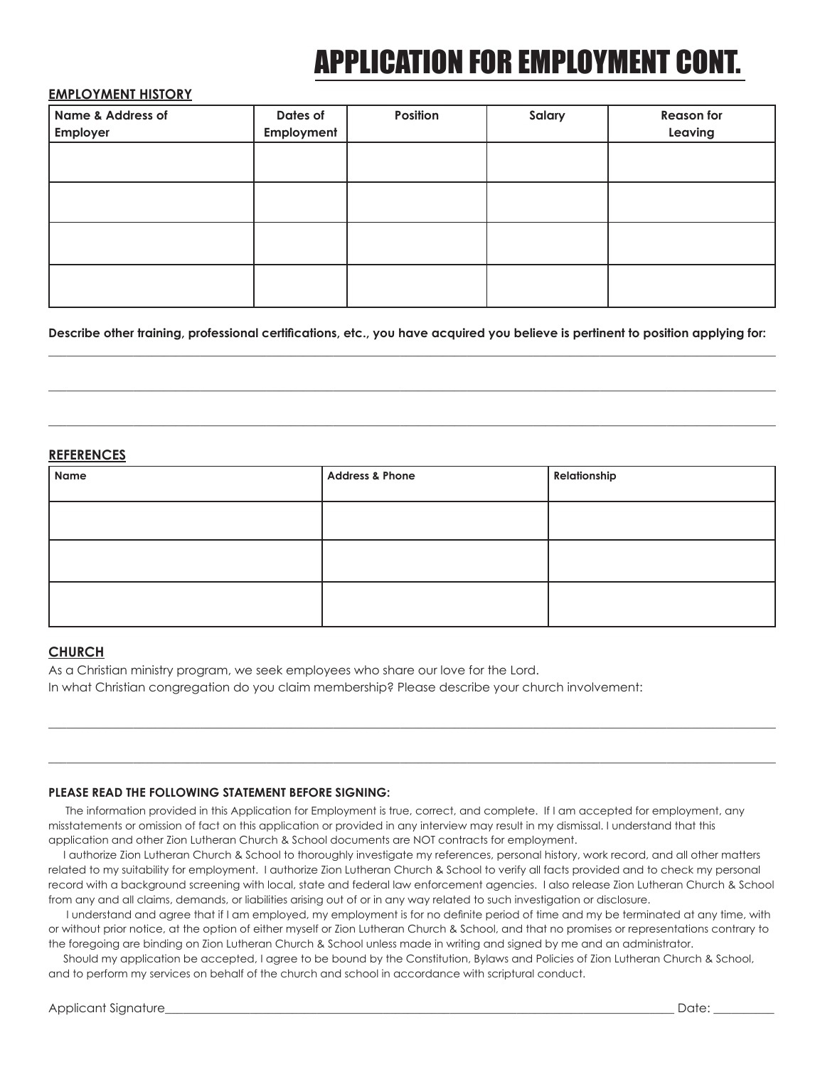# APPLICATION FOR EMPLOYMENT CONT.

**EMPLOYMENT HISTORY**

| Name & Address of Employer | Dates of Employment | Position | Salary | Reason for Leaving |
|---|---|---|---|---|
| | | | | |
| | | | | |
| | | | | |
| | | | | |

**Describe other training, professional certifications, etc., you have acquired you believe is pertinent to position applying for:**

\_\_\_\_\_\_\_\_\_\_\_\_\_\_\_\_\_\_\_\_\_\_\_\_\_\_\_\_\_\_\_\_\_\_\_\_\_\_\_\_\_\_\_\_\_\_\_\_\_\_\_\_\_\_\_\_\_\_\_\_\_\_\_\_

\_\_\_\_\_\_\_\_\_\_\_\_\_\_\_\_\_\_\_\_\_\_\_\_\_\_\_\_\_\_\_\_\_\_\_\_\_\_\_\_\_\_\_\_\_\_\_\_\_\_\_\_\_\_\_\_\_\_\_\_\_\_\_\_

\_\_\_\_\_\_\_\_\_\_\_\_\_\_\_\_\_\_\_\_\_\_\_\_\_\_\_\_\_\_\_\_\_\_\_\_\_\_\_\_\_\_\_\_\_\_\_\_\_\_\_\_\_\_\_\_\_\_\_\_\_\_\_\_

**REFERENCES**

| Name | Address & Phone | Relationship |
|---|---|---|
| | | |
| | | |
| | | |

**CHURCH**

As a Christian ministry program, we seek employees who share our love for the Lord.
In what Christian congregation do you claim membership? Please describe your church involvement:

\_\_\_\_\_\_\_\_\_\_\_\_\_\_\_\_\_\_\_\_\_\_\_\_\_\_\_\_\_\_\_\_\_\_\_\_\_\_\_\_\_\_\_\_\_\_\_\_\_\_\_\_\_\_\_\_\_\_\_\_\_\_\_\_

\_\_\_\_\_\_\_\_\_\_\_\_\_\_\_\_\_\_\_\_\_\_\_\_\_\_\_\_\_\_\_\_\_\_\_\_\_\_\_\_\_\_\_\_\_\_\_\_\_\_\_\_\_\_\_\_\_\_\_\_\_\_\_\_

**PLEASE READ THE FOLLOWING STATEMENT BEFORE SIGNING:**

The information provided in this Application for Employment is true, correct, and complete. If I am accepted for employment, any misstatements or omission of fact on this application or provided in any interview may result in my dismissal. I understand that this application and other Zion Lutheran Church & School documents are NOT contracts for employment.

I authorize Zion Lutheran Church & School to thoroughly investigate my references, personal history, work record, and all other matters related to my suitability for employment. I authorize Zion Lutheran Church & School to verify all facts provided and to check my personal record with a background screening with local, state and federal law enforcement agencies. I also release Zion Lutheran Church & School from any and all claims, demands, or liabilities arising out of or in any way related to such investigation or disclosure.

I understand and agree that if I am employed, my employment is for no definite period of time and my be terminated at any time, with or without prior notice, at the option of either myself or Zion Lutheran Church & School, and that no promises or representations contrary to the foregoing are binding on Zion Lutheran Church & School unless made in writing and signed by me and an administrator.

Should my application be accepted, I agree to be bound by the Constitution, Bylaws and Policies of Zion Lutheran Church & School, and to perform my services on behalf of the church and school in accordance with scriptural conduct.

Applicant Signature\_\_\_\_\_\_\_\_\_\_\_\_\_\_\_\_\_\_\_\_\_\_\_\_\_\_\_\_\_\_\_\_\_\_\_\_\_\_\_\_\_\_\_\_ Date: \_\_\_\_\_\_\_\_\_\_